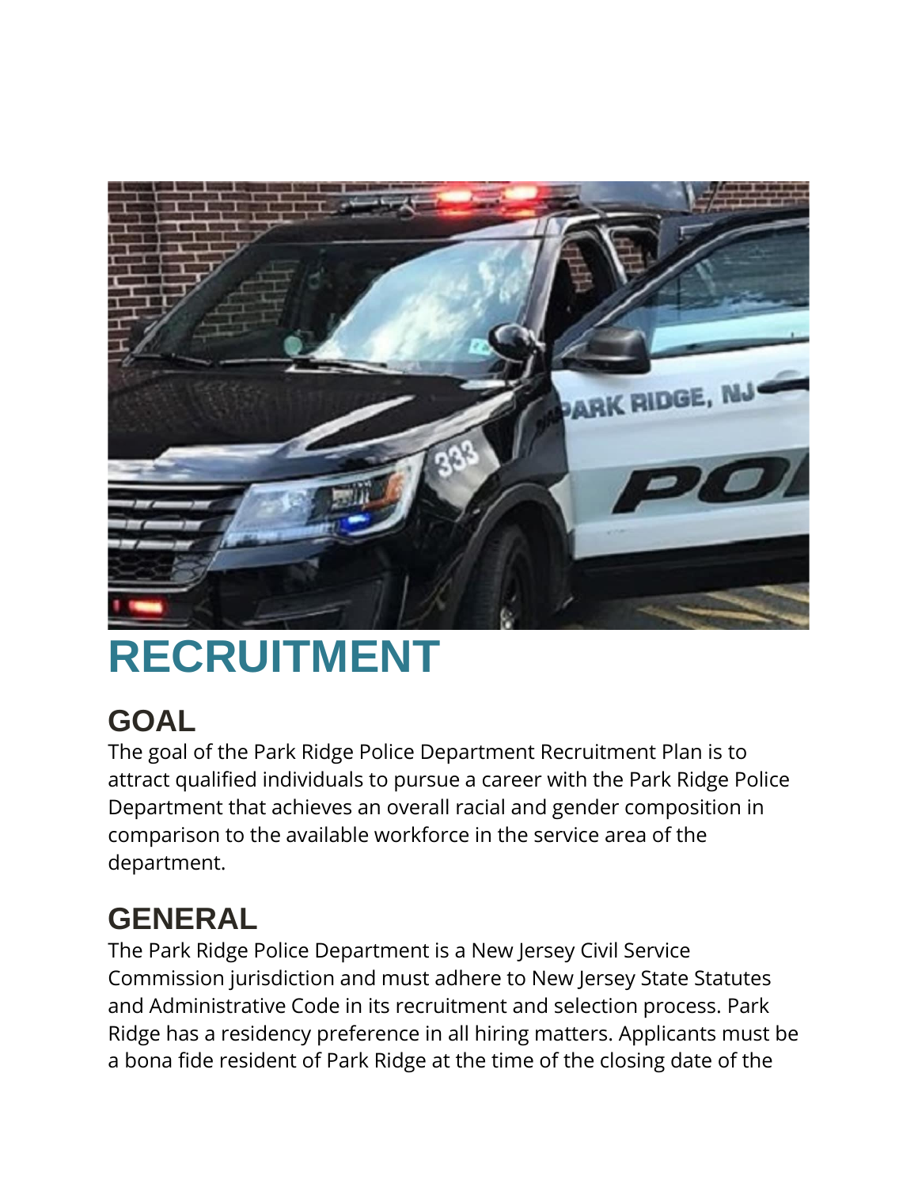# RECRUITMENT

## GOAL

The goal of the Park Ridge Police Department Recruitment Plan is to attract qualified individuals to pursue a career with the Park Ridge Police Department that achieves an overall racial and gender composition in comparison to the available workforce in the service area of the department.

## GENERAL

The Park Ridge Police Department is a New Jersey Civil Service Commission jurisdiction and must adhere to New Jersey State Statutes and Administrative Code in its recruitment and selection process. Park Ridge has a residency preference in all hiring matters. Applicants must be a bona fide resident of Park Ridge at the time of the closing date of the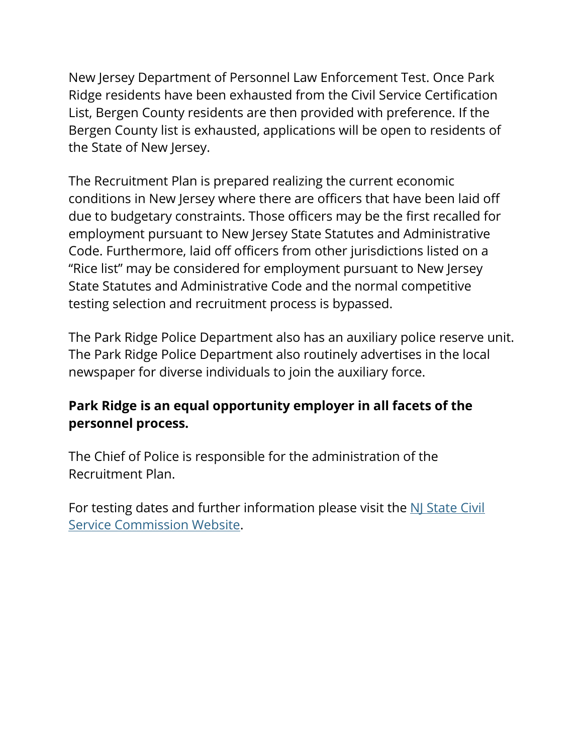New Jersey Department of Personnel Law Enforcement Test. Once Park Ridge residents have been exhausted from the Civil Service Certification List, Bergen County residents are then provided with preference. If the Bergen County list is exhausted, applications will be open to residents of the State of New Jersey.

The Recruitment Plan is prepared realizing the current economic conditions in New Jersey where there are officers that have been laid off due to budgetary constraints. Those officers may be the first recalled for employment pursuant to New Jersey State Statutes and Administrative Code. Furthermore, laid off officers from other jurisdictions listed on a "Rice list" may be considered for employment pursuant to New Jersey State Statutes and Administrative Code and the normal competitive testing selection and recruitment process is bypassed.

The Park Ridge Police Department also has an auxiliary police reserve unit. The Park Ridge Police Department also routinely advertises in the local newspaper for diverse individuals to join the auxiliary force.

**Park Ridge is an equal opportunity employer in all facets of the personnel process.**

The Chief of Police is responsible for the administration of the Recruitment Plan.

For testing dates and further information please visit the NJ State Civil Service Commission Website.